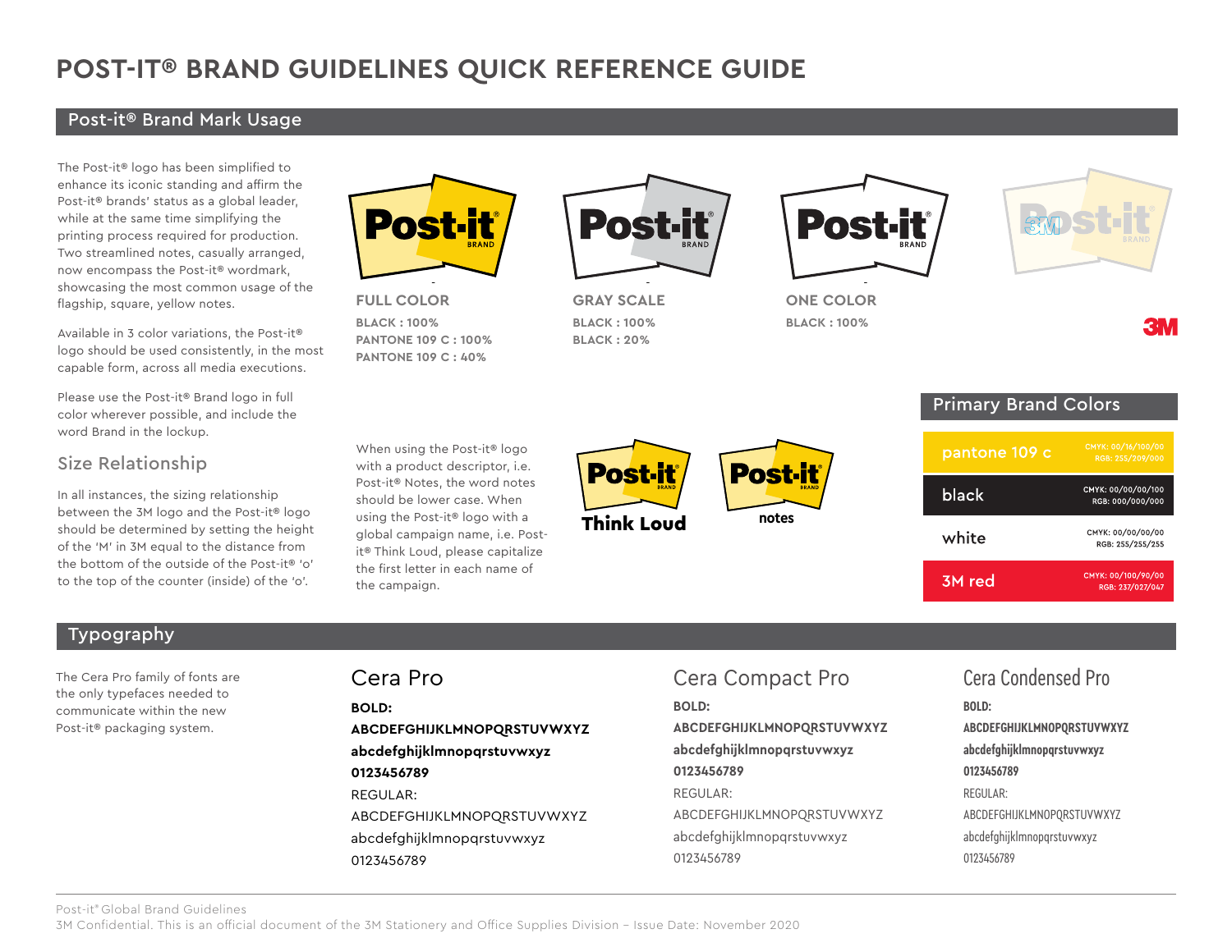# POST-IT® BRAND GUIDELINES QUICK REFERENCE GUIDE

## Post-it® Brand Mark Usage

The Post-it® logo has been simplified to enhance its iconic standing and affirm the Post-it® brands' status as a global leader, while at the same time simplifying the printing process required for production. Two streamlined notes, casually arranged, now encompass the Post-it® wordmark, showcasing the most common usage of the flagship, square, yellow notes.

Available in 3 color variations, the Post-it® logo should be used consistently, in the most capable form, across all media executions.

Please use the Post-it® Brand logo in full color wherever possible, and include the word Brand in the lockup.

**FULL COLOR**
BLACK : 100%
PANTONE 109 C : 100%
PANTONE 109 C : 40%

**GRAY SCALE**
BLACK : 100%
BLACK : 20%

**ONE COLOR**
BLACK : 100%

### Size Relationship

In all instances, the sizing relationship between the 3M logo and the Post-it® logo should be determined by setting the height of the 'M' in 3M equal to the distance from the bottom of the outside of the Post-it® 'o' to the top of the counter (inside) of the 'o'.

When using the Post-it® logo with a product descriptor, i.e. Post-it® Notes, the word notes should be lower case. When using the Post-it® logo with a global campaign name, i.e. Post-it® Think Loud, please capitalize the first letter in each name of the campaign.

Think Loud

notes

### Primary Brand Colors

| Color | Values |
| --- | --- |
| pantone 109 c | CMYK: 00/16/100/00 RGB: 255/209/000 |
| black | CMYK: 00/00/00/100 RGB: 000/000/000 |
| white | CMYK: 00/00/00/00 RGB: 255/255/255 |
| 3M red | CMYK: 00/100/90/00 RGB: 237/027/047 |

## Typography

The Cera Pro family of fonts are the only typefaces needed to communicate within the new Post-it® packaging system.

### Cera Pro

**BOLD:**
**ABCDEFGHIJKLMNOPQRSTUVWXYZ**
**abcdefghijklmnopqrstuvwxyz**
**0123456789**
REGULAR:
ABCDEFGHIJKLMNOPQRSTUVWXYZ
abcdefghijklmnopqrstuvwxyz
0123456789

### Cera Compact Pro

**BOLD:**
**ABCDEFGHIJKLMNOPQRSTUVWXYZ**
**abcdefghijklmnopqrstuvwxyz**
**0123456789**
REGULAR:
ABCDEFGHIJKLMNOPQRSTUVWXYZ
abcdefghijklmnopqrstuvwxyz
0123456789

### Cera Condensed Pro

**BOLD:**
**ABCDEFGHIJKLMNOPQRSTUVWXYZ**
**abcdefghijklmnopqrstuvwxyz**
**0123456789**
REGULAR:
ABCDEFGHIJKLMNOPQRSTUVWXYZ
abcdefghijklmnopqrstuvwxyz
0123456789

Post-it® Global Brand Guidelines
3M Confidential. This is an official document of the 3M Stationery and Office Supplies Division – Issue Date: November 2020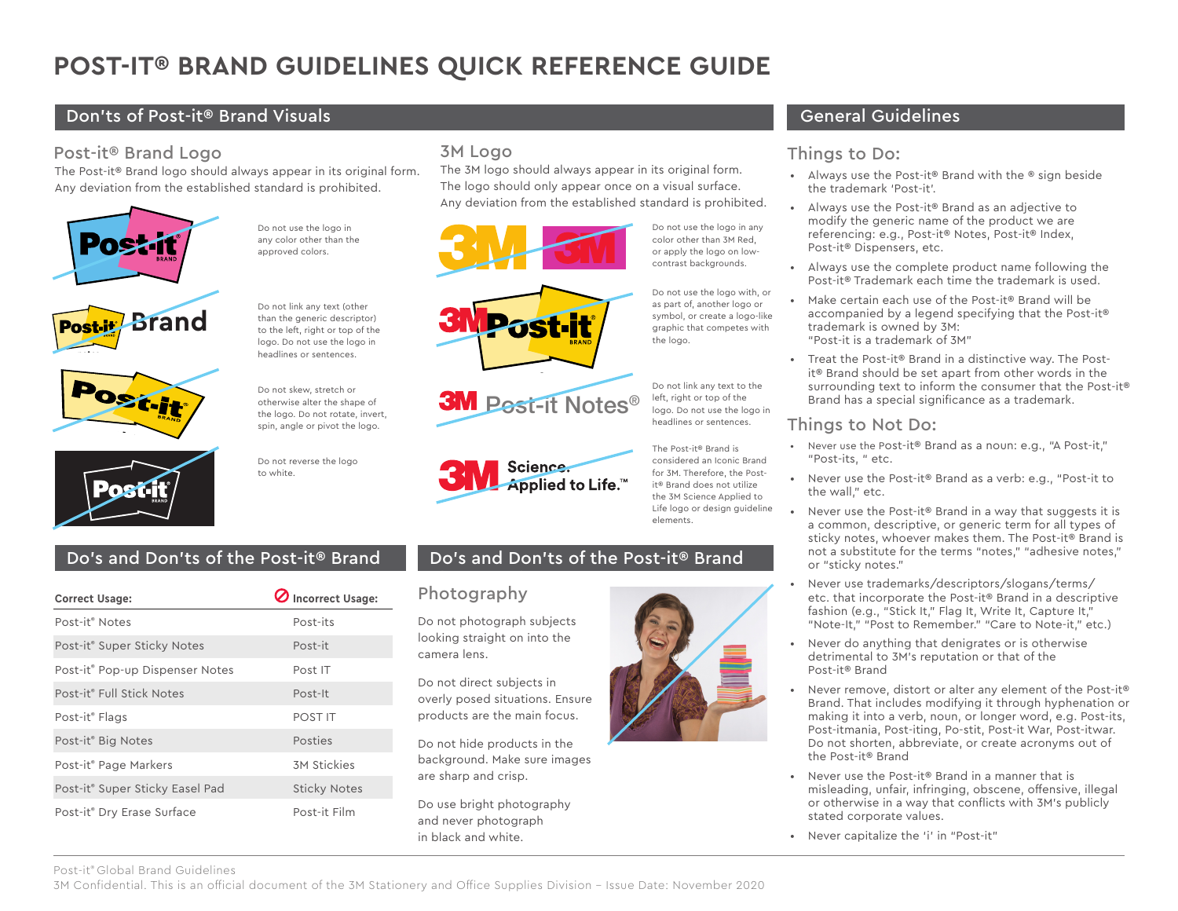# POST-IT® BRAND GUIDELINES QUICK REFERENCE GUIDE

## Don'ts of Post-it® Brand Visuals

### Post-it® Brand Logo

The Post-it® Brand logo should always appear in its original form. Any deviation from the established standard is prohibited.

Do not use the logo in any color other than the approved colors.

Do not link any text (other than the generic descriptor) to the left, right or top of the logo. Do not use the logo in headlines or sentences.

Do not skew, stretch or otherwise alter the shape of the logo. Do not rotate, invert, spin, angle or pivot the logo.

Do not reverse the logo to white.

### 3M Logo

The 3M logo should always appear in its original form. The logo should only appear once on a visual surface. Any deviation from the established standard is prohibited.

Do not use the logo in any color other than 3M Red, or apply the logo on low-contrast backgrounds.

Do not use the logo with, or as part of, another logo or symbol, or create a logo-like graphic that competes with the logo.

Do not link any text to the left, right or top of the logo. Do not use the logo in headlines or sentences.

The Post-it® Brand is considered an Iconic Brand for 3M. Therefore, the Post-it® Brand does not utilize the 3M Science Applied to Life logo or design guideline elements.

## Do's and Don'ts of the Post-it® Brand

| Correct Usage: | Incorrect Usage: |
|---|---|
| Post-it® Notes | Post-its |
| Post-it® Super Sticky Notes | Post-it |
| Post-it® Pop-up Dispenser Notes | Post IT |
| Post-it® Full Stick Notes | Post-It |
| Post-it® Flags | POST IT |
| Post-it® Big Notes | Posties |
| Post-it® Page Markers | 3M Stickies |
| Post-it® Super Sticky Easel Pad | Sticky Notes |
| Post-it® Dry Erase Surface | Post-it Film |

## Do's and Don'ts of the Post-it® Brand

### Photography

Do not photograph subjects looking straight on into the camera lens.

Do not direct subjects in overly posed situations. Ensure products are the main focus.

Do not hide products in the background. Make sure images are sharp and crisp.

Do use bright photography and never photograph in black and white.

## General Guidelines

### Things to Do:

- Always use the Post-it® Brand with the ® sign beside the trademark 'Post-it'.
- Always use the Post-it® Brand as an adjective to modify the generic name of the product we are referencing: e.g., Post-it® Notes, Post-it® Index, Post-it® Dispensers, etc.
- Always use the complete product name following the Post-it® Trademark each time the trademark is used.
- Make certain each use of the Post-it® Brand will be accompanied by a legend specifying that the Post-it® trademark is owned by 3M: "Post-it is a trademark of 3M"
- Treat the Post-it® Brand in a distinctive way. The Post-it® Brand should be set apart from other words in the surrounding text to inform the consumer that the Post-it® Brand has a special significance as a trademark.

### Things to Not Do:

- Never use the Post-it® Brand as a noun: e.g., "A Post-it," "Post-its, " etc.
- Never use the Post-it® Brand as a verb: e.g., "Post-it to the wall," etc.
- Never use the Post-it® Brand in a way that suggests it is a common, descriptive, or generic term for all types of sticky notes, whoever makes them. The Post-it® Brand is not a substitute for the terms "notes," "adhesive notes," or "sticky notes."
- Never use trademarks/descriptors/slogans/terms/ etc. that incorporate the Post-it® Brand in a descriptive fashion (e.g., "Stick It," Flag It, Write It, Capture It," "Note-It," "Post to Remember." "Care to Note-it," etc.)
- Never do anything that denigrates or is otherwise detrimental to 3M's reputation or that of the Post-it® Brand
- Never remove, distort or alter any element of the Post-it® Brand. That includes modifying it through hyphenation or making it into a verb, noun, or longer word, e.g. Post-its, Post-itmania, Post-iting, Po-stit, Post-it War, Post-itwar. Do not shorten, abbreviate, or create acronyms out of the Post-it® Brand
- Never use the Post-it® Brand in a manner that is misleading, unfair, infringing, obscene, offensive, illegal or otherwise in a way that conflicts with 3M's publicly stated corporate values.
- Never capitalize the 'i' in "Post-it"

Post-it® Global Brand Guidelines
3M Confidential. This is an official document of the 3M Stationery and Office Supplies Division – Issue Date: November 2020